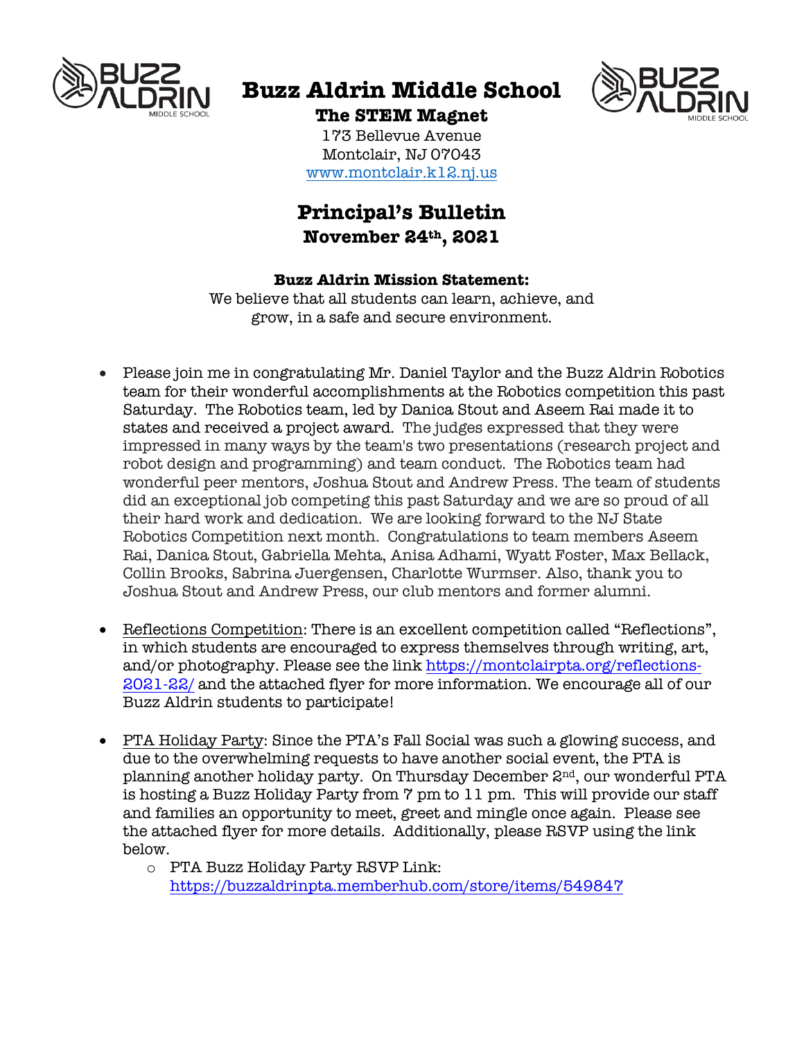# Buzz Aldrin Middle School

**The STEM Magnet**

173 Bellevue Avenue
Montclair, NJ 07043
www.montclair.k12.nj.us

## Principal's Bulletin

**November 24th, 2021**

**Buzz Aldrin Mission Statement:**

We believe that all students can learn, achieve, and grow, in a safe and secure environment.

- Please join me in congratulating Mr. Daniel Taylor and the Buzz Aldrin Robotics team for their wonderful accomplishments at the Robotics competition this past Saturday. The Robotics team, led by Danica Stout and Aseem Rai made it to states and received a project award. The judges expressed that they were impressed in many ways by the team's two presentations (research project and robot design and programming) and team conduct. The Robotics team had wonderful peer mentors, Joshua Stout and Andrew Press. The team of students did an exceptional job competing this past Saturday and we are so proud of all their hard work and dedication. We are looking forward to the NJ State Robotics Competition next month. Congratulations to team members Aseem Rai, Danica Stout, Gabriella Mehta, Anisa Adhami, Wyatt Foster, Max Bellack, Collin Brooks, Sabrina Juergensen, Charlotte Wurmser. Also, thank you to Joshua Stout and Andrew Press, our club mentors and former alumni.

- Reflections Competition: There is an excellent competition called "Reflections", in which students are encouraged to express themselves through writing, art, and/or photography. Please see the link https://montclairpta.org/reflections-2021-22/ and the attached flyer for more information. We encourage all of our Buzz Aldrin students to participate!

- PTA Holiday Party: Since the PTA's Fall Social was such a glowing success, and due to the overwhelming requests to have another social event, the PTA is planning another holiday party. On Thursday December 2nd, our wonderful PTA is hosting a Buzz Holiday Party from 7 pm to 11 pm. This will provide our staff and families an opportunity to meet, greet and mingle once again. Please see the attached flyer for more details. Additionally, please RSVP using the link below.
  - PTA Buzz Holiday Party RSVP Link: https://buzzaldrinpta.memberhub.com/store/items/549847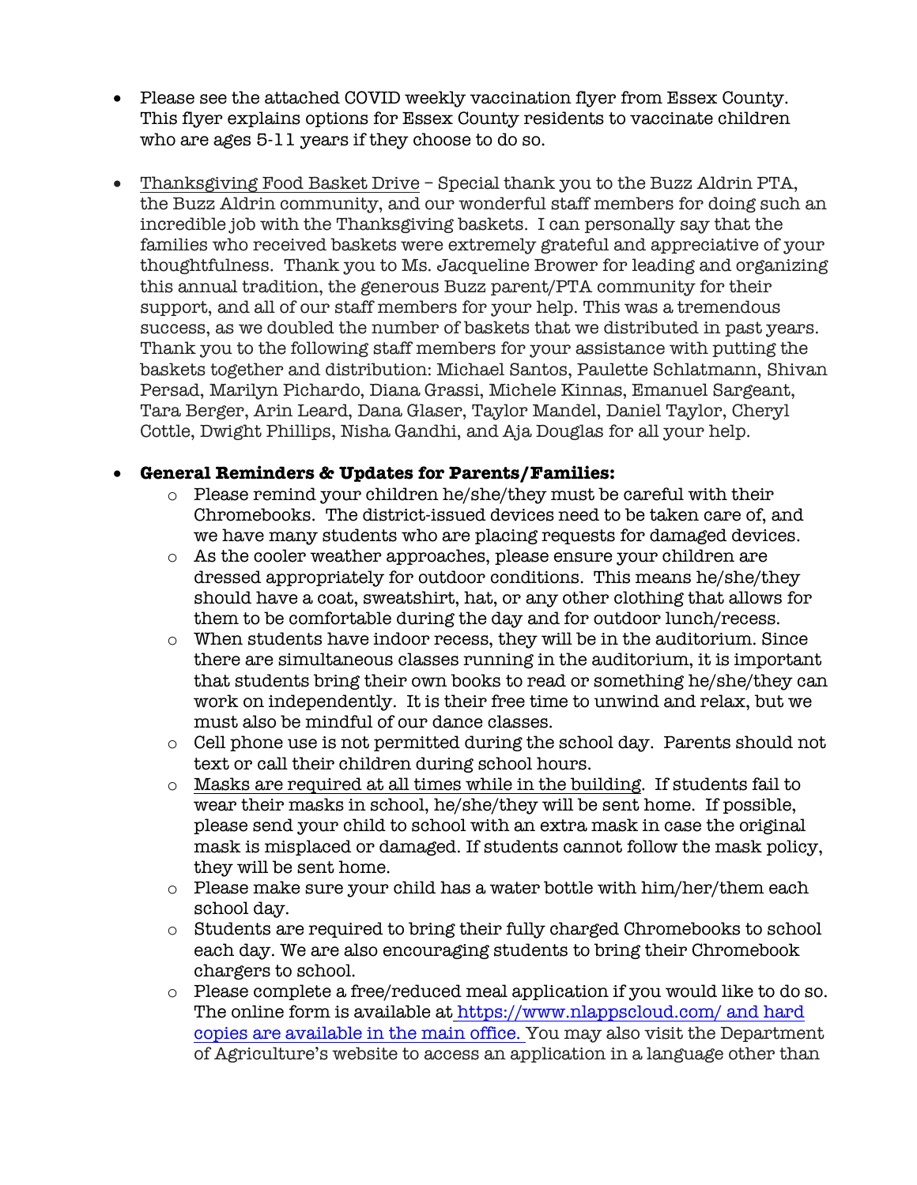- Please see the attached COVID weekly vaccination flyer from Essex County. This flyer explains options for Essex County residents to vaccinate children who are ages 5-11 years if they choose to do so.

- Thanksgiving Food Basket Drive – Special thank you to the Buzz Aldrin PTA, the Buzz Aldrin community, and our wonderful staff members for doing such an incredible job with the Thanksgiving baskets. I can personally say that the families who received baskets were extremely grateful and appreciative of your thoughtfulness. Thank you to Ms. Jacqueline Brower for leading and organizing this annual tradition, the generous Buzz parent/PTA community for their support, and all of our staff members for your help. This was a tremendous success, as we doubled the number of baskets that we distributed in past years. Thank you to the following staff members for your assistance with putting the baskets together and distribution: Michael Santos, Paulette Schlatmann, Shivan Persad, Marilyn Pichardo, Diana Grassi, Michele Kinnas, Emanuel Sargeant, Tara Berger, Arin Leard, Dana Glaser, Taylor Mandel, Daniel Taylor, Cheryl Cottle, Dwight Phillips, Nisha Gandhi, and Aja Douglas for all your help.

- **General Reminders & Updates for Parents/Families:**
  - Please remind your children he/she/they must be careful with their Chromebooks. The district-issued devices need to be taken care of, and we have many students who are placing requests for damaged devices.
  - As the cooler weather approaches, please ensure your children are dressed appropriately for outdoor conditions. This means he/she/they should have a coat, sweatshirt, hat, or any other clothing that allows for them to be comfortable during the day and for outdoor lunch/recess.
  - When students have indoor recess, they will be in the auditorium. Since there are simultaneous classes running in the auditorium, it is important that students bring their own books to read or something he/she/they can work on independently. It is their free time to unwind and relax, but we must also be mindful of our dance classes.
  - Cell phone use is not permitted during the school day. Parents should not text or call their children during school hours.
  - Masks are required at all times while in the building. If students fail to wear their masks in school, he/she/they will be sent home. If possible, please send your child to school with an extra mask in case the original mask is misplaced or damaged. If students cannot follow the mask policy, they will be sent home.
  - Please make sure your child has a water bottle with him/her/them each school day.
  - Students are required to bring their fully charged Chromebooks to school each day. We are also encouraging students to bring their Chromebook chargers to school.
  - Please complete a free/reduced meal application if you would like to do so. The online form is available at https://www.nlappscloud.com/ and hard copies are available in the main office. You may also visit the Department of Agriculture's website to access an application in a language other than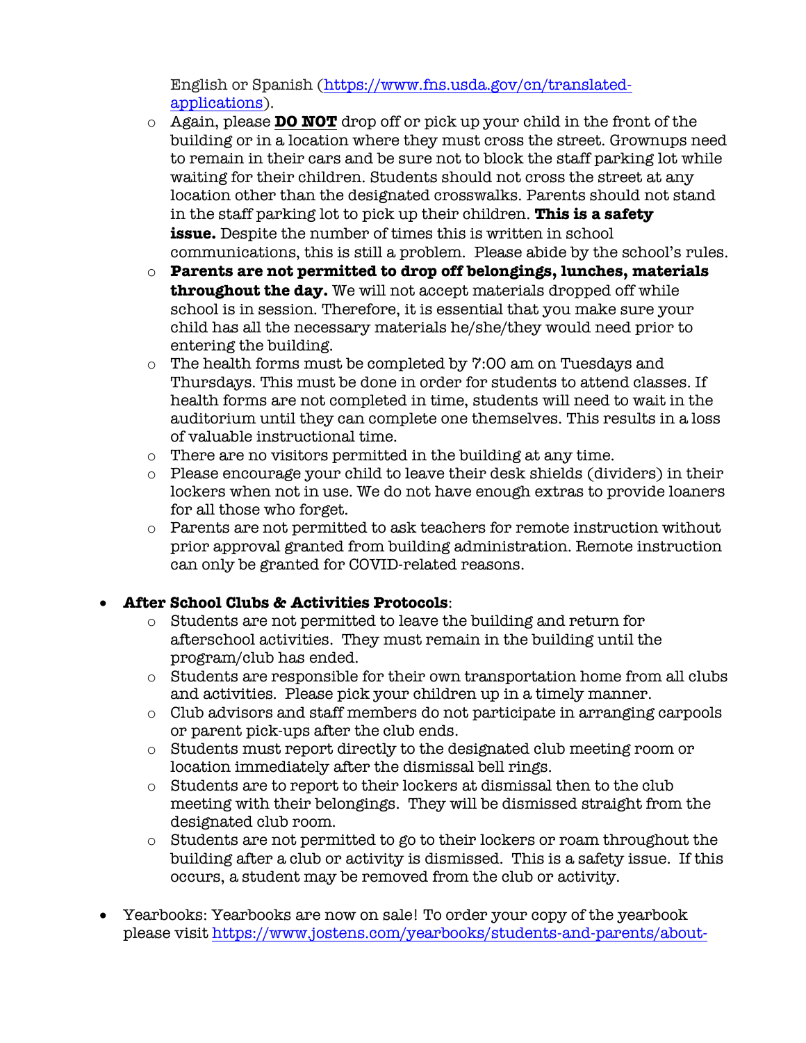English or Spanish (https://www.fns.usda.gov/cn/translated-applications).
  - Again, please **DO NOT** drop off or pick up your child in the front of the building or in a location where they must cross the street. Grownups need to remain in their cars and be sure not to block the staff parking lot while waiting for their children. Students should not cross the street at any location other than the designated crosswalks. Parents should not stand in the staff parking lot to pick up their children. **This is a safety issue.** Despite the number of times this is written in school communications, this is still a problem. Please abide by the school's rules.
  - **Parents are not permitted to drop off belongings, lunches, materials throughout the day.** We will not accept materials dropped off while school is in session. Therefore, it is essential that you make sure your child has all the necessary materials he/she/they would need prior to entering the building.
  - The health forms must be completed by 7:00 am on Tuesdays and Thursdays. This must be done in order for students to attend classes. If health forms are not completed in time, students will need to wait in the auditorium until they can complete one themselves. This results in a loss of valuable instructional time.
  - There are no visitors permitted in the building at any time.
  - Please encourage your child to leave their desk shields (dividers) in their lockers when not in use. We do not have enough extras to provide loaners for all those who forget.
  - Parents are not permitted to ask teachers for remote instruction without prior approval granted from building administration. Remote instruction can only be granted for COVID-related reasons.

- **After School Clubs & Activities Protocols**:
  - Students are not permitted to leave the building and return for afterschool activities. They must remain in the building until the program/club has ended.
  - Students are responsible for their own transportation home from all clubs and activities. Please pick your children up in a timely manner.
  - Club advisors and staff members do not participate in arranging carpools or parent pick-ups after the club ends.
  - Students must report directly to the designated club meeting room or location immediately after the dismissal bell rings.
  - Students are to report to their lockers at dismissal then to the club meeting with their belongings. They will be dismissed straight from the designated club room.
  - Students are not permitted to go to their lockers or roam throughout the building after a club or activity is dismissed. This is a safety issue. If this occurs, a student may be removed from the club or activity.

- Yearbooks: Yearbooks are now on sale! To order your copy of the yearbook please visit https://www.jostens.com/yearbooks/students-and-parents/about-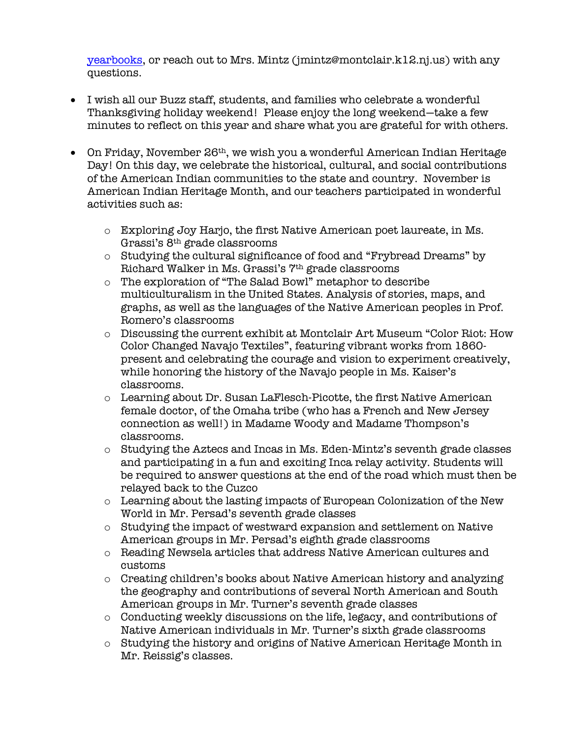[yearbooks](), or reach out to Mrs. Mintz (jmintz@montclair.k12.nj.us) with any questions.

- I wish all our Buzz staff, students, and families who celebrate a wonderful Thanksgiving holiday weekend! Please enjoy the long weekend—take a few minutes to reflect on this year and share what you are grateful for with others.

- On Friday, November 26th, we wish you a wonderful American Indian Heritage Day! On this day, we celebrate the historical, cultural, and social contributions of the American Indian communities to the state and country. November is American Indian Heritage Month, and our teachers participated in wonderful activities such as:
  - Exploring Joy Harjo, the first Native American poet laureate, in Ms. Grassi's 8th grade classrooms
  - Studying the cultural significance of food and "Frybread Dreams" by Richard Walker in Ms. Grassi's 7th grade classrooms
  - The exploration of "The Salad Bowl" metaphor to describe multiculturalism in the United States. Analysis of stories, maps, and graphs, as well as the languages of the Native American peoples in Prof. Romero's classrooms
  - Discussing the current exhibit at Montclair Art Museum "Color Riot: How Color Changed Navajo Textiles", featuring vibrant works from 1860-present and celebrating the courage and vision to experiment creatively, while honoring the history of the Navajo people in Ms. Kaiser's classrooms.
  - Learning about Dr. Susan LaFlesch-Picotte, the first Native American female doctor, of the Omaha tribe (who has a French and New Jersey connection as well!) in Madame Woody and Madame Thompson's classrooms.
  - Studying the Aztecs and Incas in Ms. Eden-Mintz's seventh grade classes and participating in a fun and exciting Inca relay activity. Students will be required to answer questions at the end of the road which must then be relayed back to the Cuzco
  - Learning about the lasting impacts of European Colonization of the New World in Mr. Persad's seventh grade classes
  - Studying the impact of westward expansion and settlement on Native American groups in Mr. Persad's eighth grade classrooms
  - Reading Newsela articles that address Native American cultures and customs
  - Creating children's books about Native American history and analyzing the geography and contributions of several North American and South American groups in Mr. Turner's seventh grade classes
  - Conducting weekly discussions on the life, legacy, and contributions of Native American individuals in Mr. Turner's sixth grade classrooms
  - Studying the history and origins of Native American Heritage Month in Mr. Reissig's classes.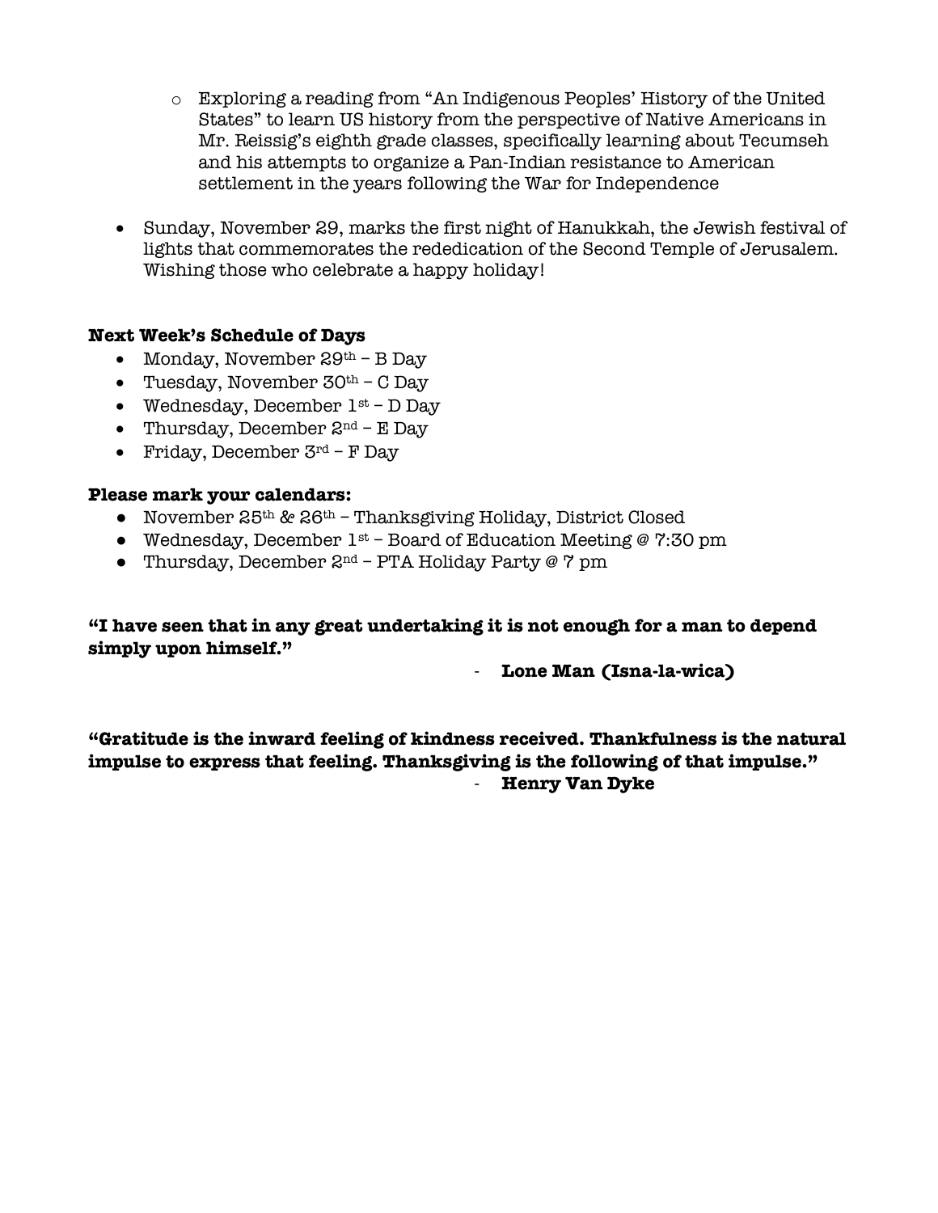- Exploring a reading from "An Indigenous Peoples' History of the United States" to learn US history from the perspective of Native Americans in Mr. Reissig's eighth grade classes, specifically learning about Tecumseh and his attempts to organize a Pan-Indian resistance to American settlement in the years following the War for Independence

- Sunday, November 29, marks the first night of Hanukkah, the Jewish festival of lights that commemorates the rededication of the Second Temple of Jerusalem. Wishing those who celebrate a happy holiday!

**Next Week's Schedule of Days**

- Monday, November 29th – B Day
- Tuesday, November 30th – C Day
- Wednesday, December 1st – D Day
- Thursday, December 2nd – E Day
- Friday, December 3rd – F Day

**Please mark your calendars:**

- November 25th & 26th – Thanksgiving Holiday, District Closed
- Wednesday, December 1st – Board of Education Meeting @ 7:30 pm
- Thursday, December 2nd – PTA Holiday Party @ 7 pm

**"I have seen that in any great undertaking it is not enough for a man to depend simply upon himself."**

- **Lone Man (Isna-la-wica)**

**"Gratitude is the inward feeling of kindness received. Thankfulness is the natural impulse to express that feeling. Thanksgiving is the following of that impulse."**

- **Henry Van Dyke**